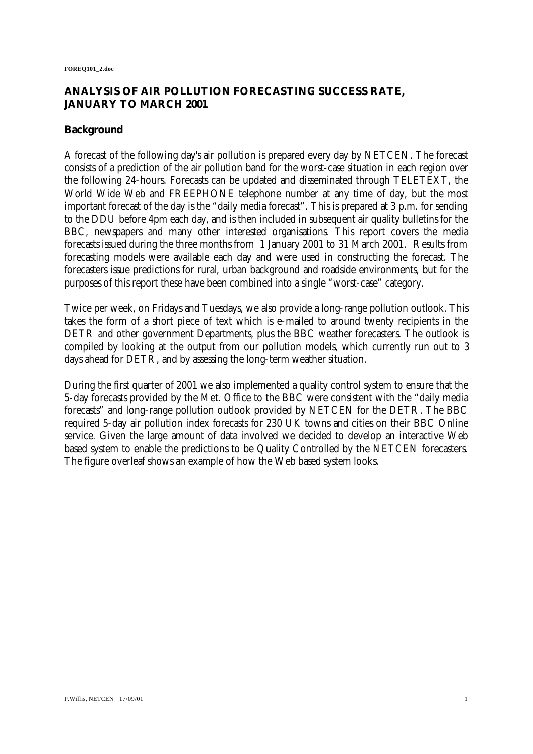FOREQ101_2.doc

# ANALYSIS OF AIR POLLUTION FORECASTING SUCCESS RATE, JANUARY TO MARCH 2001

## Background

A forecast of the following day's air pollution is prepared every day by NETCEN. The forecast consists of a prediction of the air pollution band for the worst-case situation in each region over the following 24-hours. Forecasts can be updated and disseminated through TELETEXT, the World Wide Web and FREEPHONE telephone number at any time of day, but the most important forecast of the day is the "daily media forecast". This is prepared at 3 p.m. for sending to the DDU before 4pm each day, and is then included in subsequent air quality bulletins for the BBC, newspapers and many other interested organisations. This report covers the media forecasts issued during the three months from 1 January 2001 to 31 March 2001. Results from forecasting models were available each day and were used in constructing the forecast. The forecasters issue predictions for rural, urban background and roadside environments, but for the purposes of this report these have been combined into a single "worst-case" category.

Twice per week, on Fridays and Tuesdays, we also provide a long-range pollution outlook. This takes the form of a short piece of text which is e-mailed to around twenty recipients in the DETR and other government Departments, plus the BBC weather forecasters. The outlook is compiled by looking at the output from our pollution models, which currently run out to 3 days ahead for DETR, and by assessing the long-term weather situation.

During the first quarter of 2001 we also implemented a quality control system to ensure that the 5-day forecasts provided by the Met. Office to the BBC were consistent with the "daily media forecasts" and long-range pollution outlook provided by NETCEN for the DETR. The BBC required 5-day air pollution index forecasts for 230 UK towns and cities on their BBC Online service. Given the large amount of data involved we decided to develop an interactive Web based system to enable the predictions to be Quality Controlled by the NETCEN forecasters. The figure overleaf shows an example of how the Web based system looks.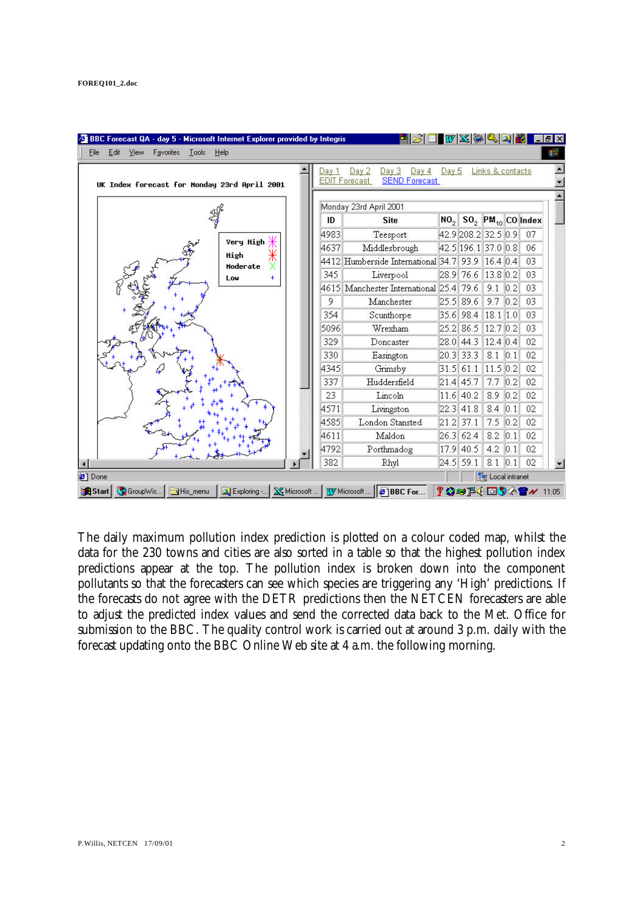UK Index forecast for Monday 23rd April 2001

Monday 23rd April 2001

| ID | Site | $NO_2$ | $SO_2$ | $PM_{10}$ | CO | Index |
|---|---|---|---|---|---|---|
| 4983 | Teesport | 42.9 | 208.2 | 32.5 | 0.9 | 07 |
| 4637 | Middlesbrough | 42.5 | 196.1 | 37.0 | 0.8 | 06 |
| 4412 | Humberside International | 34.7 | 93.9 | 16.4 | 0.4 | 03 |
| 345 | Liverpool | 28.9 | 76.6 | 13.8 | 0.2 | 03 |
| 4615 | Manchester International | 25.4 | 79.6 | 9.1 | 0.2 | 03 |
| 9 | Manchester | 25.5 | 89.6 | 9.7 | 0.2 | 03 |
| 354 | Scunthorpe | 35.6 | 98.4 | 18.1 | 1.0 | 03 |
| 5096 | Wrexham | 25.2 | 86.5 | 12.7 | 0.2 | 03 |
| 329 | Doncaster | 28.0 | 44.3 | 12.4 | 0.4 | 02 |
| 330 | Easington | 20.3 | 33.3 | 8.1 | 0.1 | 02 |
| 4345 | Grimsby | 31.5 | 61.1 | 11.5 | 0.2 | 02 |
| 337 | Huddersfield | 21.4 | 45.7 | 7.7 | 0.2 | 02 |
| 23 | Lincoln | 11.6 | 40.2 | 8.9 | 0.2 | 02 |
| 4571 | Livingston | 22.3 | 41.8 | 8.4 | 0.1 | 02 |
| 4585 | London Stansted | 21.2 | 37.1 | 7.5 | 0.2 | 02 |
| 4611 | Maldon | 26.3 | 62.4 | 8.2 | 0.1 | 02 |
| 4792 | Porthmadog | 17.9 | 40.5 | 4.2 | 0.1 | 02 |
| 382 | Rhyl | 24.5 | 59.1 | 8.1 | 0.1 | 02 |

The daily maximum pollution index prediction is plotted on a colour coded map, whilst the data for the 230 towns and cities are also sorted in a table so that the highest pollution index predictions appear at the top. The pollution index is broken down into the component pollutants so that the forecasters can see which species are triggering any 'High' predictions. If the forecasts do not agree with the DETR predictions then the NETCEN forecasters are able to adjust the predicted index values and send the corrected data back to the Met. Office for submission to the BBC. The quality control work is carried out at around 3 p.m. daily with the forecast updating onto the BBC Online Web site at 4 a.m. the following morning.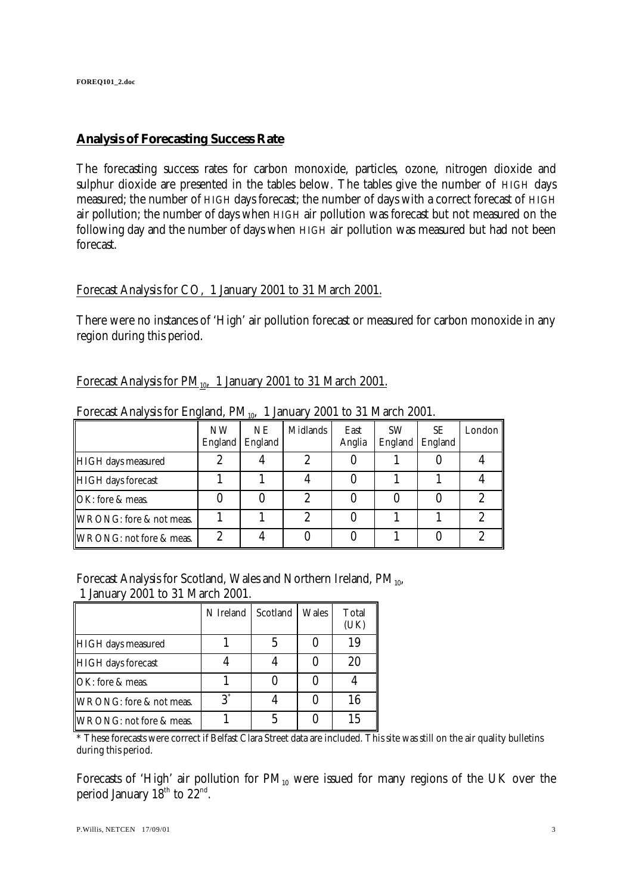## Analysis of Forecasting Success Rate

The forecasting success rates for carbon monoxide, particles, ozone, nitrogen dioxide and sulphur dioxide are presented in the tables below. The tables give the number of HIGH days measured; the number of HIGH days forecast; the number of days with a correct forecast of HIGH air pollution; the number of days when HIGH air pollution was forecast but not measured on the following day and the number of days when HIGH air pollution was measured but had not been forecast.

Forecast Analysis for CO, 1 January 2001 to 31 March 2001.

There were no instances of 'High' air pollution forecast or measured for carbon monoxide in any region during this period.

Forecast Analysis for $PM_{10}$, 1 January 2001 to 31 March 2001.

Forecast Analysis for England, $PM_{10}$, 1 January 2001 to 31 March 2001.

| | NW England | NE England | Midlands | East Anglia | SW England | SE England | London |
|---|---|---|---|---|---|---|---|
| HIGH days measured | 2 | 4 | 2 | 0 | 1 | 0 | 4 |
| HIGH days forecast | 1 | 1 | 4 | 0 | 1 | 1 | 4 |
| OK: fore & meas. | 0 | 0 | 2 | 0 | 0 | 0 | 2 |
| WRONG: fore & not meas. | 1 | 1 | 2 | 0 | 1 | 1 | 2 |
| WRONG: not fore & meas. | 2 | 4 | 0 | 0 | 1 | 0 | 2 |

Forecast Analysis for Scotland, Wales and Northern Ireland, $PM_{10}$, 1 January 2001 to 31 March 2001.

| | N Ireland | Scotland | Wales | Total (UK) |
|---|---|---|---|---|
| HIGH days measured | 1 | 5 | 0 | 19 |
| HIGH days forecast | 4 | 4 | 0 | 20 |
| OK: fore & meas. | 1 | 0 | 0 | 4 |
| WRONG: fore & not meas. | 3* | 4 | 0 | 16 |
| WRONG: not fore & meas. | 1 | 5 | 0 | 15 |

* These forecasts were correct if Belfast Clara Street data are included. This site was still on the air quality bulletins during this period.

Forecasts of 'High' air pollution for $PM_{10}$ were issued for many regions of the UK over the period January 18th to 22nd.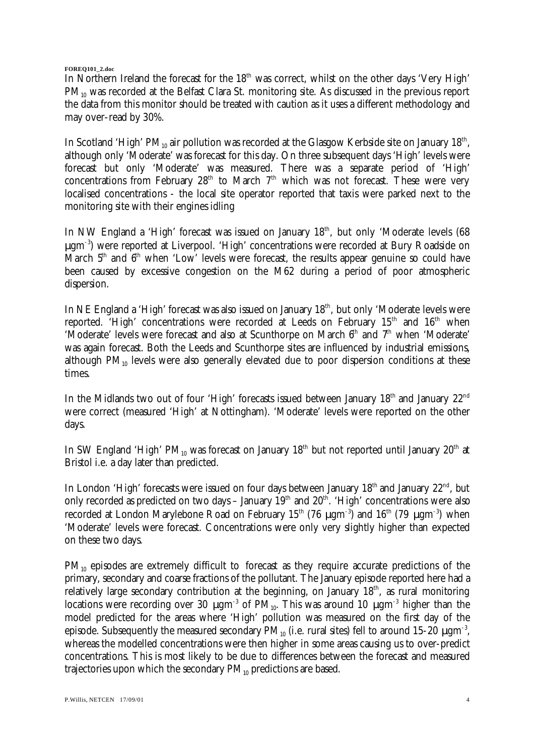In Northern Ireland the forecast for the 18th was correct, whilst on the other days 'Very High' $PM_{10}$ was recorded at the Belfast Clara St. monitoring site. As discussed in the previous report the data from this monitor should be treated with caution as it uses a different methodology and may over-read by 30%.

In Scotland 'High' $PM_{10}$ air pollution was recorded at the Glasgow Kerbside site on January 18th, although only 'Moderate' was forecast for this day. On three subsequent days 'High' levels were forecast but only 'Moderate' was measured. There was a separate period of 'High' concentrations from February 28th to March 7th which was not forecast. These were very localised concentrations - the local site operator reported that taxis were parked next to the monitoring site with their engines idling

In NW England a 'High' forecast was issued on January 18th, but only 'Moderate levels (68 $\mu gm^{-3}$) were reported at Liverpool. 'High' concentrations were recorded at Bury Roadside on March 5th and 6th when 'Low' levels were forecast, the results appear genuine so could have been caused by excessive congestion on the M62 during a period of poor atmospheric dispersion.

In NE England a 'High' forecast was also issued on January 18th, but only 'Moderate levels were reported. 'High' concentrations were recorded at Leeds on February 15th and 16th when 'Moderate' levels were forecast and also at Scunthorpe on March 6th and 7th when 'Moderate' was again forecast. Both the Leeds and Scunthorpe sites are influenced by industrial emissions, although $PM_{10}$ levels were also generally elevated due to poor dispersion conditions at these times.

In the Midlands two out of four 'High' forecasts issued between January 18th and January 22nd were correct (measured 'High' at Nottingham). 'Moderate' levels were reported on the other days.

In SW England 'High' $PM_{10}$ was forecast on January 18th but not reported until January 20th at Bristol i.e. a day later than predicted.

In London 'High' forecasts were issued on four days between January 18th and January 22nd, but only recorded as predicted on two days – January 19th and 20th. 'High' concentrations were also recorded at London Marylebone Road on February 15th (76 $\mu gm^{-3}$) and 16th (79 $\mu gm^{-3}$) when 'Moderate' levels were forecast. Concentrations were only very slightly higher than expected on these two days.

$PM_{10}$ episodes are extremely difficult to forecast as they require accurate predictions of the primary, secondary and coarse fractions of the pollutant. The January episode reported here had a relatively large secondary contribution at the beginning, on January 18th, as rural monitoring locations were recording over 30 $\mu gm^{-3}$ of $PM_{10}$. This was around 10 $\mu gm^{-3}$ higher than the model predicted for the areas where 'High' pollution was measured on the first day of the episode. Subsequently the measured secondary $PM_{10}$ (i.e. rural sites) fell to around 15-20 $\mu gm^{-3}$, whereas the modelled concentrations were then higher in some areas causing us to over-predict concentrations. This is most likely to be due to differences between the forecast and measured trajectories upon which the secondary $PM_{10}$ predictions are based.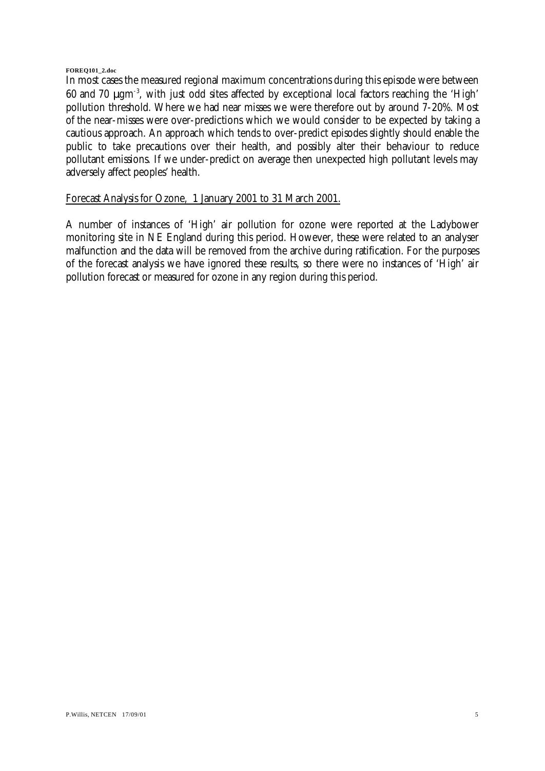In most cases the measured regional maximum concentrations during this episode were between 60 and 70 $\mu gm^{-3}$, with just odd sites affected by exceptional local factors reaching the 'High' pollution threshold. Where we had near misses we were therefore out by around 7-20%. Most of the near-misses were over-predictions which we would consider to be expected by taking a cautious approach. An approach which tends to over-predict episodes slightly should enable the public to take precautions over their health, and possibly alter their behaviour to reduce pollutant emissions. If we under-predict on average then unexpected high pollutant levels may adversely affect peoples' health.

## Forecast Analysis for Ozone, 1 January 2001 to 31 March 2001.

A number of instances of 'High' air pollution for ozone were reported at the Ladybower monitoring site in NE England during this period. However, these were related to an analyser malfunction and the data will be removed from the archive during ratification. For the purposes of the forecast analysis we have ignored these results, so there were no instances of 'High' air pollution forecast or measured for ozone in any region during this period.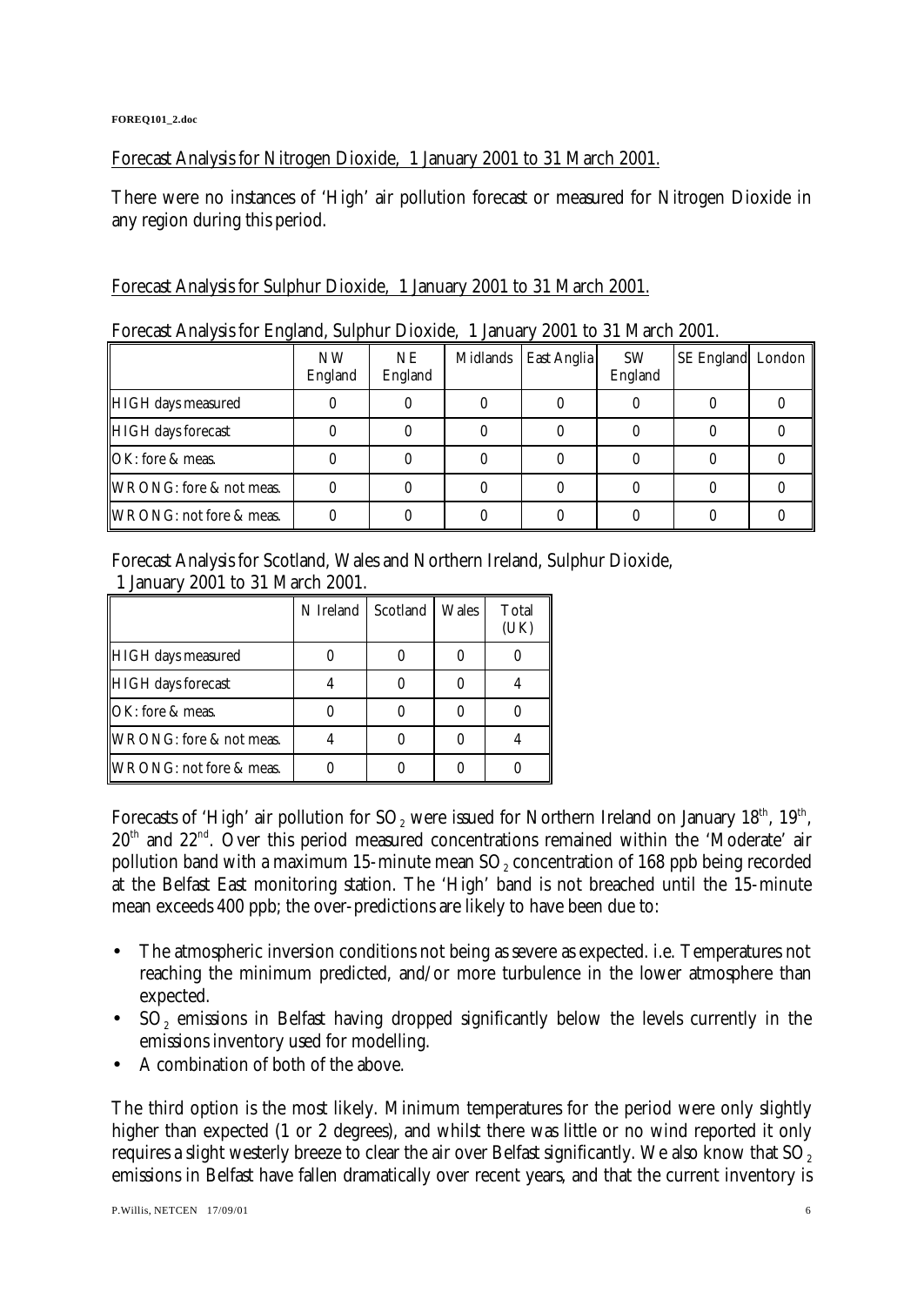## Forecast Analysis for Nitrogen Dioxide, 1 January 2001 to 31 March 2001.

There were no instances of 'High' air pollution forecast or measured for Nitrogen Dioxide in any region during this period.

## Forecast Analysis for Sulphur Dioxide, 1 January 2001 to 31 March 2001.

Forecast Analysis for England, Sulphur Dioxide, 1 January 2001 to 31 March 2001.

| | NW England | NE England | Midlands | East Anglia | SW England | SE England | London |
|---|---|---|---|---|---|---|---|
| HIGH days measured | 0 | 0 | 0 | 0 | 0 | 0 | 0 |
| HIGH days forecast | 0 | 0 | 0 | 0 | 0 | 0 | 0 |
| OK: fore & meas. | 0 | 0 | 0 | 0 | 0 | 0 | 0 |
| WRONG: fore & not meas. | 0 | 0 | 0 | 0 | 0 | 0 | 0 |
| WRONG: not fore & meas. | 0 | 0 | 0 | 0 | 0 | 0 | 0 |

Forecast Analysis for Scotland, Wales and Northern Ireland, Sulphur Dioxide, 1 January 2001 to 31 March 2001.

| | N Ireland | Scotland | Wales | Total (UK) |
|---|---|---|---|---|
| HIGH days measured | 0 | 0 | 0 | 0 |
| HIGH days forecast | 4 | 0 | 0 | 4 |
| OK: fore & meas. | 0 | 0 | 0 | 0 |
| WRONG: fore & not meas. | 4 | 0 | 0 | 4 |
| WRONG: not fore & meas. | 0 | 0 | 0 | 0 |

Forecasts of 'High' air pollution for $SO_2$ were issued for Northern Ireland on January 18th, 19th, 20th and 22nd. Over this period measured concentrations remained within the 'Moderate' air pollution band with a maximum 15-minute mean $SO_2$ concentration of 168 ppb being recorded at the Belfast East monitoring station. The 'High' band is not breached until the 15-minute mean exceeds 400 ppb; the over-predictions are likely to have been due to:

- The atmospheric inversion conditions not being as severe as expected. i.e. Temperatures not reaching the minimum predicted, and/or more turbulence in the lower atmosphere than expected.
- $SO_2$ emissions in Belfast having dropped significantly below the levels currently in the emissions inventory used for modelling.
- A combination of both of the above.

The third option is the most likely. Minimum temperatures for the period were only slightly higher than expected (1 or 2 degrees), and whilst there was little or no wind reported it only requires a slight westerly breeze to clear the air over Belfast significantly. We also know that $SO_2$ emissions in Belfast have fallen dramatically over recent years, and that the current inventory is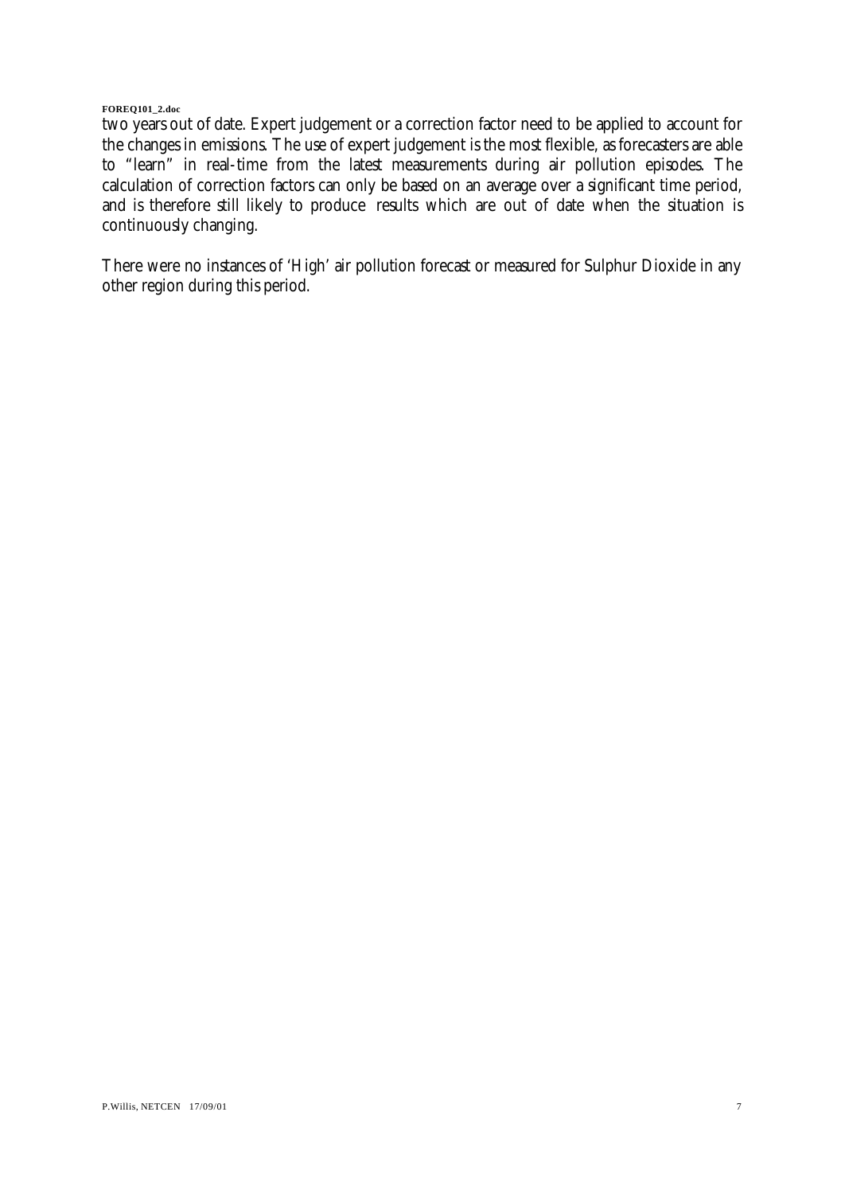two years out of date. Expert judgement or a correction factor need to be applied to account for the changes in emissions. The use of expert judgement is the most flexible, as forecasters are able to "learn" in real-time from the latest measurements during air pollution episodes. The calculation of correction factors can only be based on an average over a significant time period, and is therefore still likely to produce results which are out of date when the situation is continuously changing.

There were no instances of 'High' air pollution forecast or measured for Sulphur Dioxide in any other region during this period.